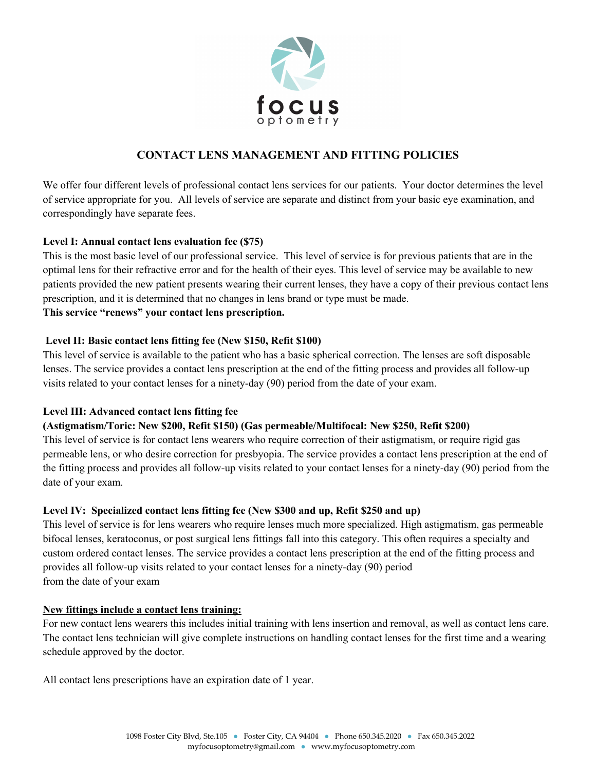focus
optometry

# CONTACT LENS MANAGEMENT AND FITTING POLICIES

We offer four different levels of professional contact lens services for our patients. Your doctor determines the level of service appropriate for you. All levels of service are separate and distinct from your basic eye examination, and correspondingly have separate fees.

**Level I: Annual contact lens evaluation fee ($75)**
This is the most basic level of our professional service. This level of service is for previous patients that are in the optimal lens for their refractive error and for the health of their eyes. This level of service may be available to new patients provided the new patient presents wearing their current lenses, they have a copy of their previous contact lens prescription, and it is determined that no changes in lens brand or type must be made.
**This service "renews" your contact lens prescription.**

**Level II: Basic contact lens fitting fee (New $150, Refit $100)**
This level of service is available to the patient who has a basic spherical correction. The lenses are soft disposable lenses. The service provides a contact lens prescription at the end of the fitting process and provides all follow-up visits related to your contact lenses for a ninety-day (90) period from the date of your exam.

**Level III: Advanced contact lens fitting fee**
**(Astigmatism/Toric: New $200, Refit $150) (Gas permeable/Multifocal: New $250, Refit $200)**
This level of service is for contact lens wearers who require correction of their astigmatism, or require rigid gas permeable lens, or who desire correction for presbyopia. The service provides a contact lens prescription at the end of the fitting process and provides all follow-up visits related to your contact lenses for a ninety-day (90) period from the date of your exam.

**Level IV: Specialized contact lens fitting fee (New $300 and up, Refit $250 and up)**
This level of service is for lens wearers who require lenses much more specialized. High astigmatism, gas permeable bifocal lenses, keratoconus, or post surgical lens fittings fall into this category. This often requires a specialty and custom ordered contact lenses. The service provides a contact lens prescription at the end of the fitting process and provides all follow-up visits related to your contact lenses for a ninety-day (90) period from the date of your exam

**New fittings include a contact lens training:**
For new contact lens wearers this includes initial training with lens insertion and removal, as well as contact lens care. The contact lens technician will give complete instructions on handling contact lenses for the first time and a wearing schedule approved by the doctor.

All contact lens prescriptions have an expiration date of 1 year.

1098 Foster City Blvd, Ste.105 • Foster City, CA 94404 • Phone 650.345.2020 • Fax 650.345.2022
myfocusoptometry@gmail.com • www.myfocusoptometry.com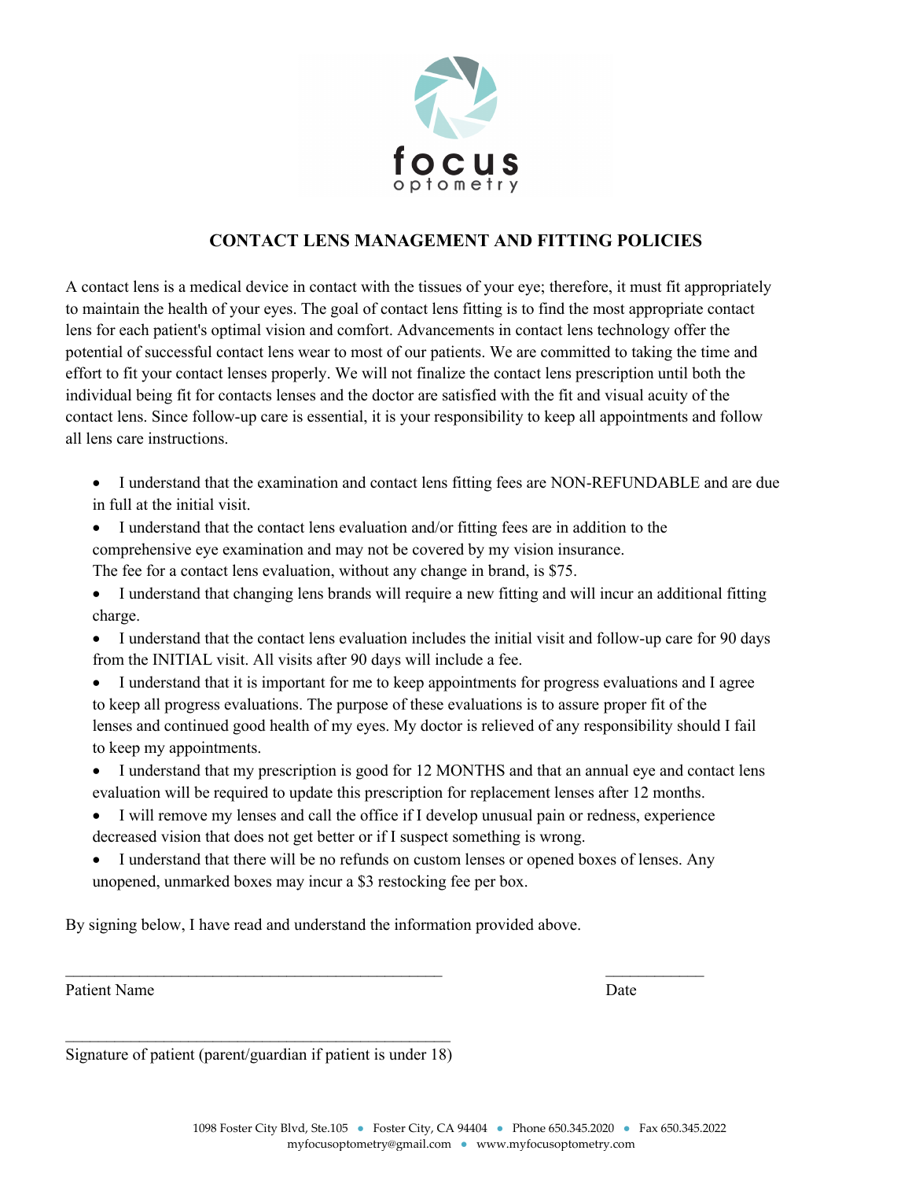focus
optometry

## CONTACT LENS MANAGEMENT AND FITTING POLICIES

A contact lens is a medical device in contact with the tissues of your eye; therefore, it must fit appropriately to maintain the health of your eyes. The goal of contact lens fitting is to find the most appropriate contact lens for each patient's optimal vision and comfort. Advancements in contact lens technology offer the potential of successful contact lens wear to most of our patients. We are committed to taking the time and effort to fit your contact lenses properly. We will not finalize the contact lens prescription until both the individual being fit for contacts lenses and the doctor are satisfied with the fit and visual acuity of the contact lens. Since follow-up care is essential, it is your responsibility to keep all appointments and follow all lens care instructions.

- I understand that the examination and contact lens fitting fees are NON-REFUNDABLE and are due in full at the initial visit.
- I understand that the contact lens evaluation and/or fitting fees are in addition to the comprehensive eye examination and may not be covered by my vision insurance.
  The fee for a contact lens evaluation, without any change in brand, is $75.
- I understand that changing lens brands will require a new fitting and will incur an additional fitting charge.
- I understand that the contact lens evaluation includes the initial visit and follow-up care for 90 days from the INITIAL visit. All visits after 90 days will include a fee.
- I understand that it is important for me to keep appointments for progress evaluations and I agree to keep all progress evaluations. The purpose of these evaluations is to assure proper fit of the lenses and continued good health of my eyes. My doctor is relieved of any responsibility should I fail to keep my appointments.
- I understand that my prescription is good for 12 MONTHS and that an annual eye and contact lens evaluation will be required to update this prescription for replacement lenses after 12 months.
- I will remove my lenses and call the office if I develop unusual pain or redness, experience decreased vision that does not get better or if I suspect something is wrong.
- I understand that there will be no refunds on custom lenses or opened boxes of lenses. Any unopened, unmarked boxes may incur a $3 restocking fee per box.

By signing below, I have read and understand the information provided above.

_______________________________________________ ____________

Patient Name Date

_______________________________________________

Signature of patient (parent/guardian if patient is under 18)

1098 Foster City Blvd, Ste.105 • Foster City, CA 94404 • Phone 650.345.2020 • Fax 650.345.2022
myfocusoptometry@gmail.com • www.myfocusoptometry.com